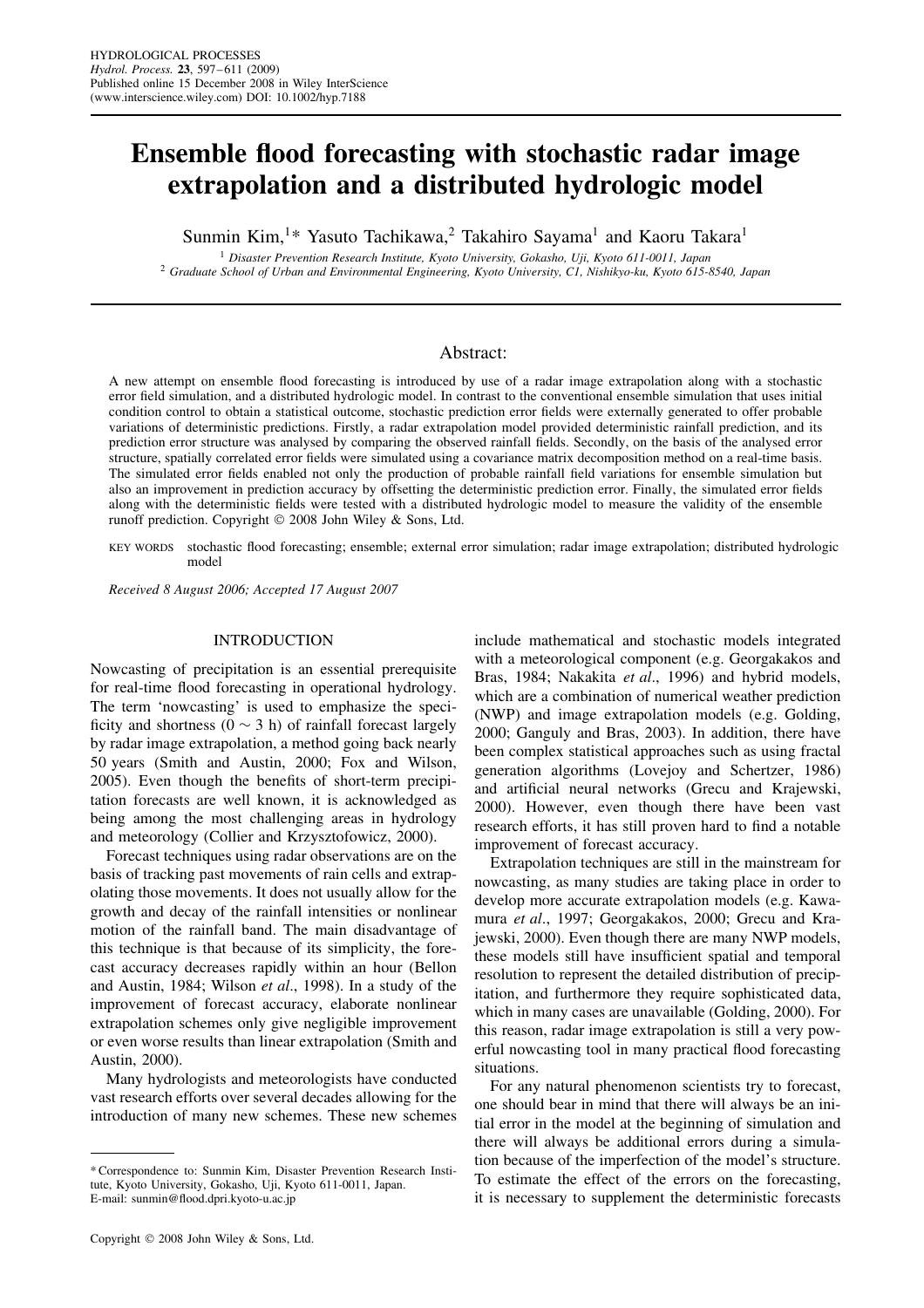# Ensemble flood forecasting with stochastic radar image extrapolation and a distributed hydrologic model

Sunmin Kim,[1]* Yasuto Tachikawa,[2] Takahiro Sayama[1] and Kaoru Takara[1]

[1] Disaster Prevention Research Institute, Kyoto University, Gokasho, Uji, Kyoto 611-0011, Japan
[2] Graduate School of Urban and Environmental Engineering, Kyoto University, C1, Nishikyo-ku, Kyoto 615-8540, Japan

## Abstract:

A new attempt on ensemble flood forecasting is introduced by use of a radar image extrapolation along with a stochastic error field simulation, and a distributed hydrologic model. In contrast to the conventional ensemble simulation that uses initial condition control to obtain a statistical outcome, stochastic prediction error fields were externally generated to offer probable variations of deterministic predictions. Firstly, a radar extrapolation model provided deterministic rainfall prediction, and its prediction error structure was analysed by comparing the observed rainfall fields. Secondly, on the basis of the analysed error structure, spatially correlated error fields were simulated using a covariance matrix decomposition method on a real-time basis. The simulated error fields enabled not only the production of probable rainfall field variations for ensemble simulation but also an improvement in prediction accuracy by offsetting the deterministic prediction error. Finally, the simulated error fields along with the deterministic fields were tested with a distributed hydrologic model to measure the validity of the ensemble runoff prediction. Copyright © 2008 John Wiley & Sons, Ltd.

KEY WORDS stochastic flood forecasting; ensemble; external error simulation; radar image extrapolation; distributed hydrologic model

*Received 8 August 2006; Accepted 17 August 2007*

## INTRODUCTION

Nowcasting of precipitation is an essential prerequisite for real-time flood forecasting in operational hydrology. The term 'nowcasting' is used to emphasize the specificity and shortness ($0 \sim 3$ h) of rainfall forecast largely by radar image extrapolation, a method going back nearly 50 years (Smith and Austin, 2000; Fox and Wilson, 2005). Even though the benefits of short-term precipitation forecasts are well known, it is acknowledged as being among the most challenging areas in hydrology and meteorology (Collier and Krzysztofowicz, 2000).

Forecast techniques using radar observations are on the basis of tracking past movements of rain cells and extrapolating those movements. It does not usually allow for the growth and decay of the rainfall intensities or nonlinear motion of the rainfall band. The main disadvantage of this technique is that because of its simplicity, the forecast accuracy decreases rapidly within an hour (Bellon and Austin, 1984; Wilson *et al*., 1998). In a study of the improvement of forecast accuracy, elaborate nonlinear extrapolation schemes only give negligible improvement or even worse results than linear extrapolation (Smith and Austin, 2000).

Many hydrologists and meteorologists have conducted vast research efforts over several decades allowing for the introduction of many new schemes. These new schemes include mathematical and stochastic models integrated with a meteorological component (e.g. Georgakakos and Bras, 1984; Nakakita *et al*., 1996) and hybrid models, which are a combination of numerical weather prediction (NWP) and image extrapolation models (e.g. Golding, 2000; Ganguly and Bras, 2003). In addition, there have been complex statistical approaches such as using fractal generation algorithms (Lovejoy and Schertzer, 1986) and artificial neural networks (Grecu and Krajewski, 2000). However, even though there have been vast research efforts, it has still proven hard to find a notable improvement of forecast accuracy.

Extrapolation techniques are still in the mainstream for nowcasting, as many studies are taking place in order to develop more accurate extrapolation models (e.g. Kawamura *et al*., 1997; Georgakakos, 2000; Grecu and Krajewski, 2000). Even though there are many NWP models, these models still have insufficient spatial and temporal resolution to represent the detailed distribution of precipitation, and furthermore they require sophisticated data, which in many cases are unavailable (Golding, 2000). For this reason, radar image extrapolation is still a very powerful nowcasting tool in many practical flood forecasting situations.

For any natural phenomenon scientists try to forecast, one should bear in mind that there will always be an initial error in the model at the beginning of simulation and there will always be additional errors during a simulation because of the imperfection of the model's structure. To estimate the effect of the errors on the forecasting, it is necessary to supplement the deterministic forecasts

* Correspondence to: Sunmin Kim, Disaster Prevention Research Institute, Kyoto University, Gokasho, Uji, Kyoto 611-0011, Japan. E-mail: sunmin@flood.dpri.kyoto-u.ac.jp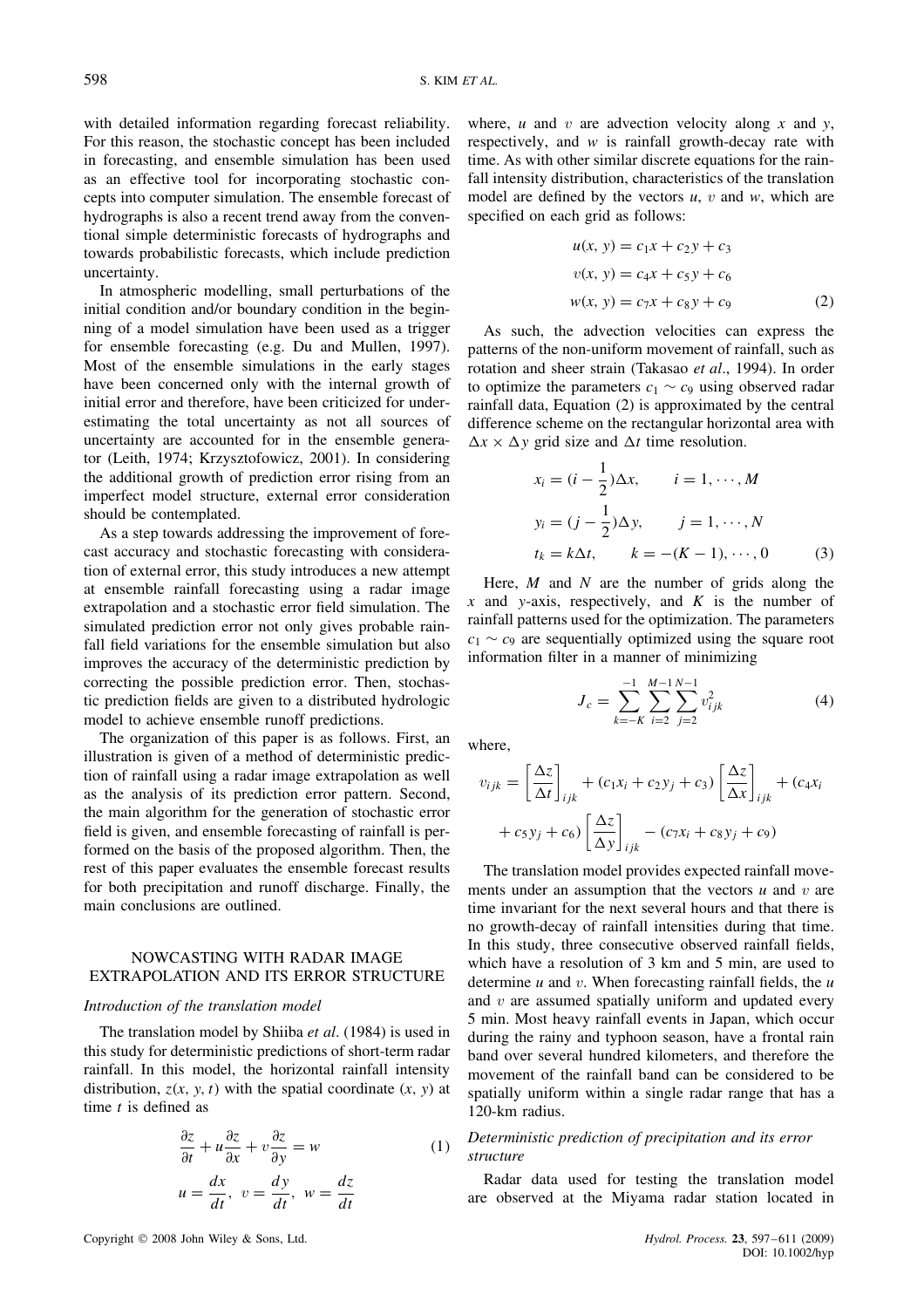with detailed information regarding forecast reliability. For this reason, the stochastic concept has been included in forecasting, and ensemble simulation has been used as an effective tool for incorporating stochastic concepts into computer simulation. The ensemble forecast of hydrographs is also a recent trend away from the conventional simple deterministic forecasts of hydrographs and towards probabilistic forecasts, which include prediction uncertainty.

In atmospheric modelling, small perturbations of the initial condition and/or boundary condition in the beginning of a model simulation have been used as a trigger for ensemble forecasting (e.g. Du and Mullen, 1997). Most of the ensemble simulations in the early stages have been concerned only with the internal growth of initial error and therefore, have been criticized for underestimating the total uncertainty as not all sources of uncertainty are accounted for in the ensemble generator (Leith, 1974; Krzysztofowicz, 2001). In considering the additional growth of prediction error rising from an imperfect model structure, external error consideration should be contemplated.

As a step towards addressing the improvement of forecast accuracy and stochastic forecasting with consideration of external error, this study introduces a new attempt at ensemble rainfall forecasting using a radar image extrapolation and a stochastic error field simulation. The simulated prediction error not only gives probable rainfall field variations for the ensemble simulation but also improves the accuracy of the deterministic prediction by correcting the possible prediction error. Then, stochastic prediction fields are given to a distributed hydrologic model to achieve ensemble runoff predictions.

The organization of this paper is as follows. First, an illustration is given of a method of deterministic prediction of rainfall using a radar image extrapolation as well as the analysis of its prediction error pattern. Second, the main algorithm for the generation of stochastic error field is given, and ensemble forecasting of rainfall is performed on the basis of the proposed algorithm. Then, the rest of this paper evaluates the ensemble forecast results for both precipitation and runoff discharge. Finally, the main conclusions are outlined.

## NOWCASTING WITH RADAR IMAGE EXTRAPOLATION AND ITS ERROR STRUCTURE

### *Introduction of the translation model*

The translation model by Shiiba *et al*. (1984) is used in this study for deterministic predictions of short-term radar rainfall. In this model, the horizontal rainfall intensity distribution, $z(x, y, t)$ with the spatial coordinate $(x, y)$ at time $t$ is defined as

$$\frac{\partial z}{\partial t} + u\frac{\partial z}{\partial x} + v\frac{\partial z}{\partial y} = w \tag{1}$$

$$u = \frac{dx}{dt},\ v = \frac{dy}{dt},\ w = \frac{dz}{dt}$$

where, $u$ and $v$ are advection velocity along $x$ and $y$, respectively, and $w$ is rainfall growth-decay rate with time. As with other similar discrete equations for the rainfall intensity distribution, characteristics of the translation model are defined by the vectors $u$, $v$ and $w$, which are specified on each grid as follows:

$$\begin{aligned} u(x, y) &= c_1 x + c_2 y + c_3 \\ v(x, y) &= c_4 x + c_5 y + c_6 \\ w(x, y) &= c_7 x + c_8 y + c_9 \end{aligned} \tag{2}$$

As such, the advection velocities can express the patterns of the non-uniform movement of rainfall, such as rotation and sheer strain (Takasao *et al*., 1994). In order to optimize the parameters $c_1 \sim c_9$ using observed radar rainfall data, Equation (2) is approximated by the central difference scheme on the rectangular horizontal area with $\Delta x \times \Delta y$ grid size and $\Delta t$ time resolution.

$$\begin{aligned} x_i &= (i - \frac{1}{2})\Delta x, & i &= 1, \cdots, M \\ y_i &= (j - \frac{1}{2})\Delta y, & j &= 1, \cdots, N \\ t_k &= k\Delta t, & k &= -(K-1), \cdots, 0 \end{aligned} \tag{3}$$

Here, $M$ and $N$ are the number of grids along the $x$ and $y$-axis, respectively, and $K$ is the number of rainfall patterns used for the optimization. The parameters $c_1 \sim c_9$ are sequentially optimized using the square root information filter in a manner of minimizing

$$J_c = \sum_{k=-K}^{-1} \sum_{i=2}^{M-1} \sum_{j=2}^{N-1} v_{ijk}^2 \tag{4}$$

where,

$$v_{ijk} = \left[\frac{\Delta z}{\Delta t}\right]_{ijk} + (c_1 x_i + c_2 y_j + c_3)\left[\frac{\Delta z}{\Delta x}\right]_{ijk} + (c_4 x_i + c_5 y_j + c_6)\left[\frac{\Delta z}{\Delta y}\right]_{ijk} - (c_7 x_i + c_8 y_j + c_9)$$

The translation model provides expected rainfall movements under an assumption that the vectors $u$ and $v$ are time invariant for the next several hours and that there is no growth-decay of rainfall intensities during that time. In this study, three consecutive observed rainfall fields, which have a resolution of 3 km and 5 min, are used to determine $u$ and $v$. When forecasting rainfall fields, the $u$ and $v$ are assumed spatially uniform and updated every 5 min. Most heavy rainfall events in Japan, which occur during the rainy and typhoon season, have a frontal rain band over several hundred kilometers, and therefore the movement of the rainfall band can be considered to be spatially uniform within a single radar range that has a 120-km radius.

### *Deterministic prediction of precipitation and its error structure*

Radar data used for testing the translation model are observed at the Miyama radar station located in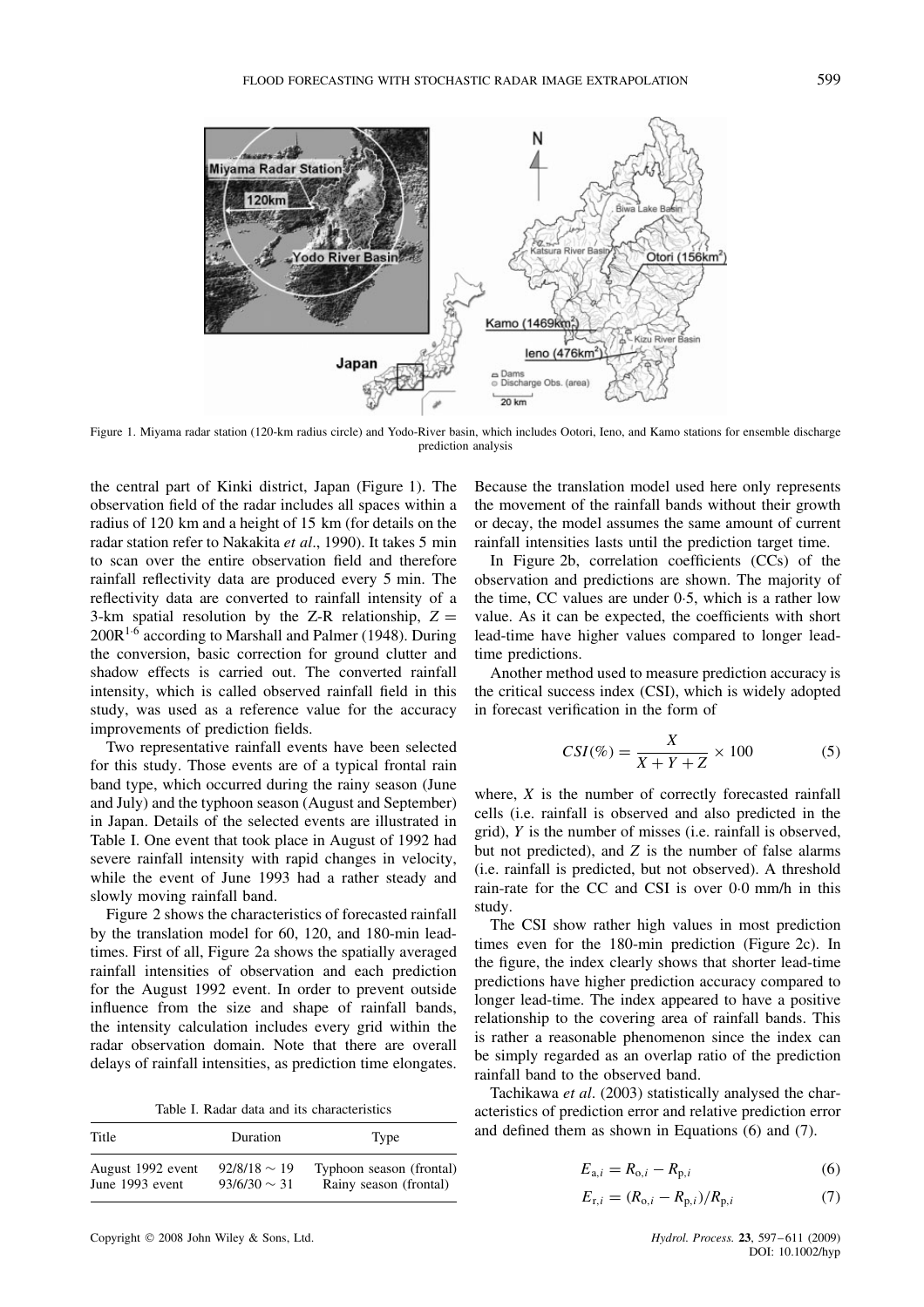Figure 1. Miyama radar station (120-km radius circle) and Yodo-River basin, which includes Ootori, Ieno, and Kamo stations for ensemble discharge prediction analysis

the central part of Kinki district, Japan (Figure 1). The observation field of the radar includes all spaces within a radius of 120 km and a height of 15 km (for details on the radar station refer to Nakakita *et al*., 1990). It takes 5 min to scan over the entire observation field and therefore rainfall reflectivity data are produced every 5 min. The reflectivity data are converted to rainfall intensity of a 3-km spatial resolution by the Z-R relationship, $Z = 200R^{1.6}$ according to Marshall and Palmer (1948). During the conversion, basic correction for ground clutter and shadow effects is carried out. The converted rainfall intensity, which is called observed rainfall field in this study, was used as a reference value for the accuracy improvements of prediction fields.

Two representative rainfall events have been selected for this study. Those events are of a typical frontal rain band type, which occurred during the rainy season (June and July) and the typhoon season (August and September) in Japan. Details of the selected events are illustrated in Table I. One event that took place in August of 1992 had severe rainfall intensity with rapid changes in velocity, while the event of June 1993 had a rather steady and slowly moving rainfall band.

Figure 2 shows the characteristics of forecasted rainfall by the translation model for 60, 120, and 180-min lead-times. First of all, Figure 2a shows the spatially averaged rainfall intensities of observation and each prediction for the August 1992 event. In order to prevent outside influence from the size and shape of rainfall bands, the intensity calculation includes every grid within the radar observation domain. Note that there are overall delays of rainfall intensities, as prediction time elongates.

Table I. Radar data and its characteristics

| Title | Duration | Type |
|---|---|---|
| August 1992 event | 92/8/18 ~ 19 | Typhoon season (frontal) |
| June 1993 event | 93/6/30 ~ 31 | Rainy season (frontal) |

Because the translation model used here only represents the movement of the rainfall bands without their growth or decay, the model assumes the same amount of current rainfall intensities lasts until the prediction target time.

In Figure 2b, correlation coefficients (CCs) of the observation and predictions are shown. The majority of the time, CC values are under 0·5, which is a rather low value. As it can be expected, the coefficients with short lead-time have higher values compared to longer lead-time predictions.

Another method used to measure prediction accuracy is the critical success index (CSI), which is widely adopted in forecast verification in the form of

$$CSI(\%) = \frac{X}{X + Y + Z} \times 100 \tag{5}$$

where, $X$ is the number of correctly forecasted rainfall cells (i.e. rainfall is observed and also predicted in the grid), $Y$ is the number of misses (i.e. rainfall is observed, but not predicted), and $Z$ is the number of false alarms (i.e. rainfall is predicted, but not observed). A threshold rain-rate for the CC and CSI is over 0·0 mm/h in this study.

The CSI show rather high values in most prediction times even for the 180-min prediction (Figure 2c). In the figure, the index clearly shows that shorter lead-time predictions have higher prediction accuracy compared to longer lead-time. The index appeared to have a positive relationship to the covering area of rainfall bands. This is rather a reasonable phenomenon since the index can be simply regarded as an overlap ratio of the prediction rainfall band to the observed band.

Tachikawa *et al*. (2003) statistically analysed the characteristics of prediction error and relative prediction error and defined them as shown in Equations (6) and (7).

$$E_{a,i} = R_{o,i} - R_{p,i} \tag{6}$$

$$E_{r,i} = (R_{o,i} - R_{p,i})/R_{p,i} \tag{7}$$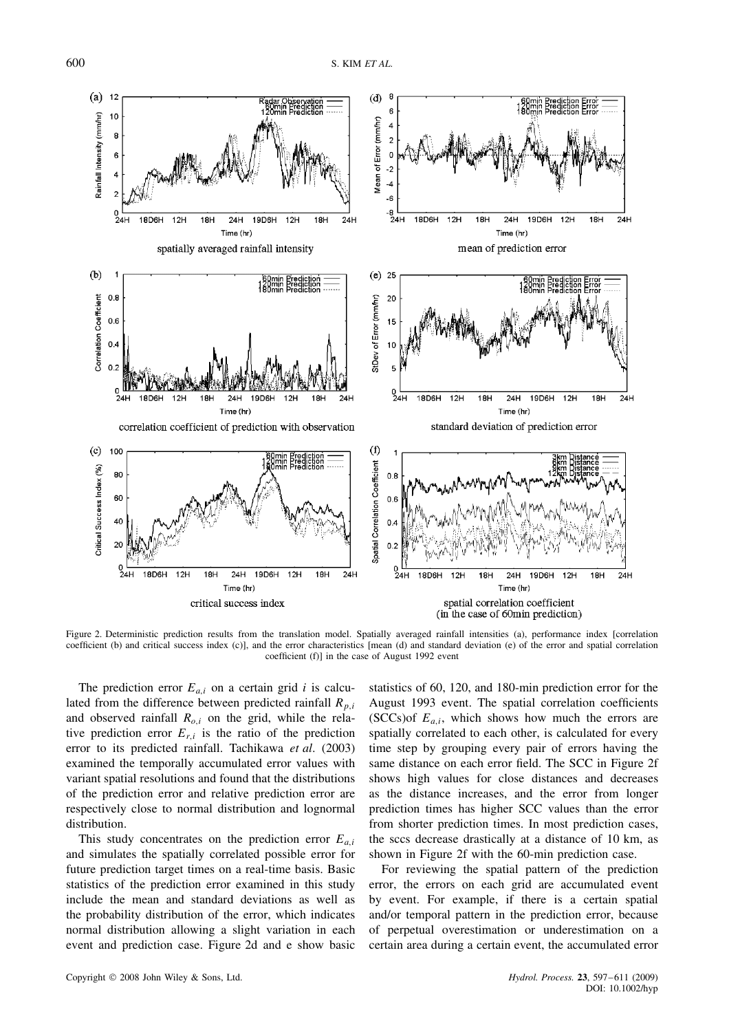Figure 2. Deterministic prediction results from the translation model. Spatially averaged rainfall intensities (a), performance index [correlation coefficient (b) and critical success index (c)], and the error characteristics [mean (d) and standard deviation (e) of the error and spatial correlation coefficient (f)] in the case of August 1992 event

The prediction error $E_{a,i}$ on a certain grid $i$ is calculated from the difference between predicted rainfall $R_{p,i}$ and observed rainfall $R_{o,i}$ on the grid, while the relative prediction error $E_{r,i}$ is the ratio of the prediction error to its predicted rainfall. Tachikawa *et al*. (2003) examined the temporally accumulated error values with variant spatial resolutions and found that the distributions of the prediction error and relative prediction error are respectively close to normal distribution and lognormal distribution.

This study concentrates on the prediction error $E_{a,i}$ and simulates the spatially correlated possible error for future prediction target times on a real-time basis. Basic statistics of the prediction error examined in this study include the mean and standard deviations as well as the probability distribution of the error, which indicates normal distribution allowing a slight variation in each event and prediction case. Figure 2d and e show basic statistics of 60, 120, and 180-min prediction error for the August 1993 event. The spatial correlation coefficients (SCCs)of $E_{a,i}$, which shows how much the errors are spatially correlated to each other, is calculated for every time step by grouping every pair of errors having the same distance on each error field. The SCC in Figure 2f shows high values for close distances and decreases as the distance increases, and the error from longer prediction times has higher SCC values than the error from shorter prediction times. In most prediction cases, the sccs decrease drastically at a distance of 10 km, as shown in Figure 2f with the 60-min prediction case.

For reviewing the spatial pattern of the prediction error, the errors on each grid are accumulated event by event. For example, if there is a certain spatial and/or temporal pattern in the prediction error, because of perpetual overestimation or underestimation on a certain area during a certain event, the accumulated error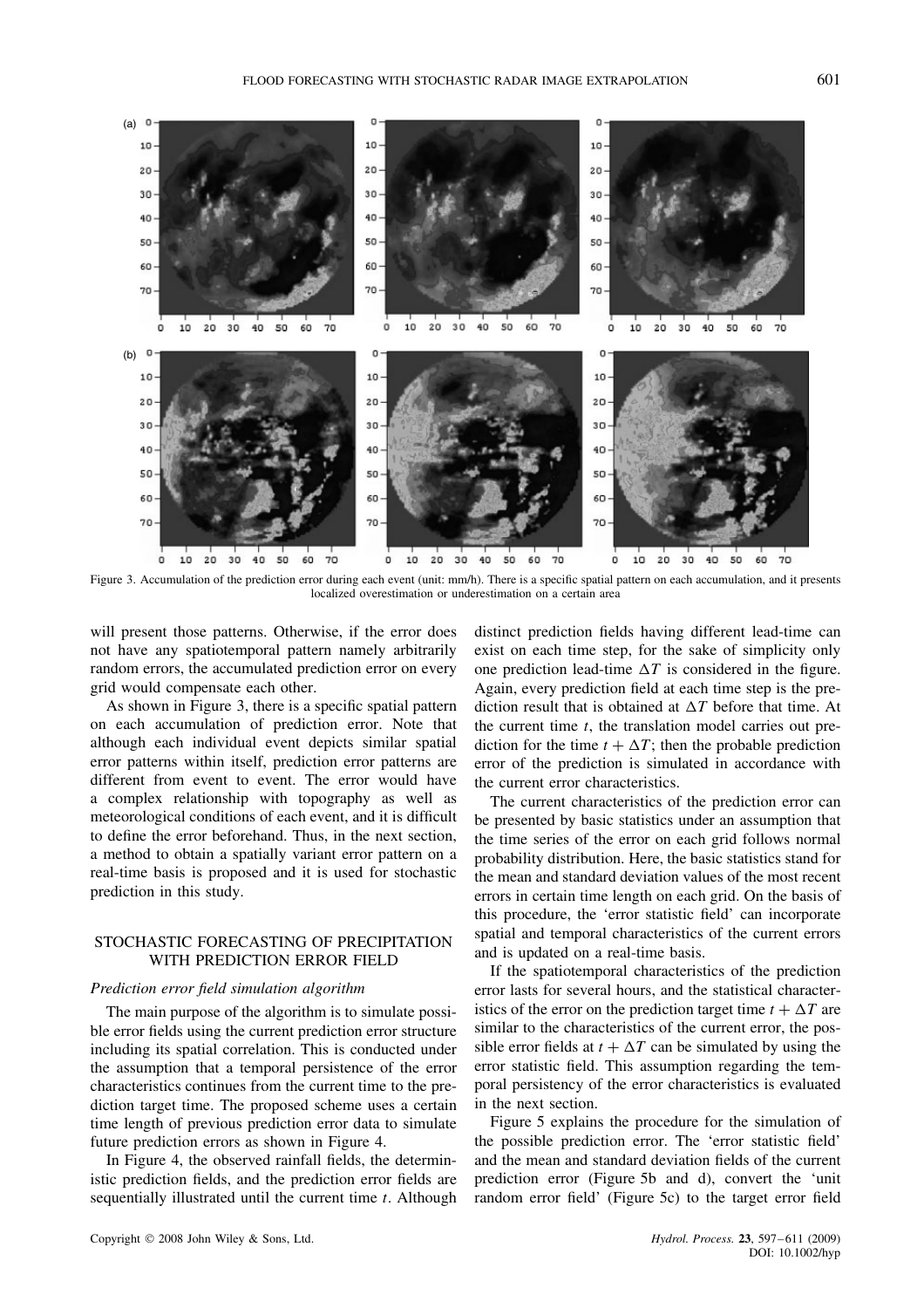Figure 3. Accumulation of the prediction error during each event (unit: mm/h). There is a specific spatial pattern on each accumulation, and it presents localized overestimation or underestimation on a certain area

will present those patterns. Otherwise, if the error does not have any spatiotemporal pattern namely arbitrarily random errors, the accumulated prediction error on every grid would compensate each other.

As shown in Figure 3, there is a specific spatial pattern on each accumulation of prediction error. Note that although each individual event depicts similar spatial error patterns within itself, prediction error patterns are different from event to event. The error would have a complex relationship with topography as well as meteorological conditions of each event, and it is difficult to define the error beforehand. Thus, in the next section, a method to obtain a spatially variant error pattern on a real-time basis is proposed and it is used for stochastic prediction in this study.

## STOCHASTIC FORECASTING OF PRECIPITATION WITH PREDICTION ERROR FIELD

### *Prediction error field simulation algorithm*

The main purpose of the algorithm is to simulate possible error fields using the current prediction error structure including its spatial correlation. This is conducted under the assumption that a temporal persistence of the error characteristics continues from the current time to the prediction target time. The proposed scheme uses a certain time length of previous prediction error data to simulate future prediction errors as shown in Figure 4.

In Figure 4, the observed rainfall fields, the deterministic prediction fields, and the prediction error fields are sequentially illustrated until the current time $t$. Although distinct prediction fields having different lead-time can exist on each time step, for the sake of simplicity only one prediction lead-time $\Delta T$ is considered in the figure. Again, every prediction field at each time step is the prediction result that is obtained at $\Delta T$ before that time. At the current time $t$, the translation model carries out prediction for the time $t + \Delta T$; then the probable prediction error of the prediction is simulated in accordance with the current error characteristics.

The current characteristics of the prediction error can be presented by basic statistics under an assumption that the time series of the error on each grid follows normal probability distribution. Here, the basic statistics stand for the mean and standard deviation values of the most recent errors in certain time length on each grid. On the basis of this procedure, the 'error statistic field' can incorporate spatial and temporal characteristics of the current errors and is updated on a real-time basis.

If the spatiotemporal characteristics of the prediction error lasts for several hours, and the statistical characteristics of the error on the prediction target time $t + \Delta T$ are similar to the characteristics of the current error, the possible error fields at $t + \Delta T$ can be simulated by using the error statistic field. This assumption regarding the temporal persistency of the error characteristics is evaluated in the next section.

Figure 5 explains the procedure for the simulation of the possible prediction error. The 'error statistic field' and the mean and standard deviation fields of the current prediction error (Figure 5b and d), convert the 'unit random error field' (Figure 5c) to the target error field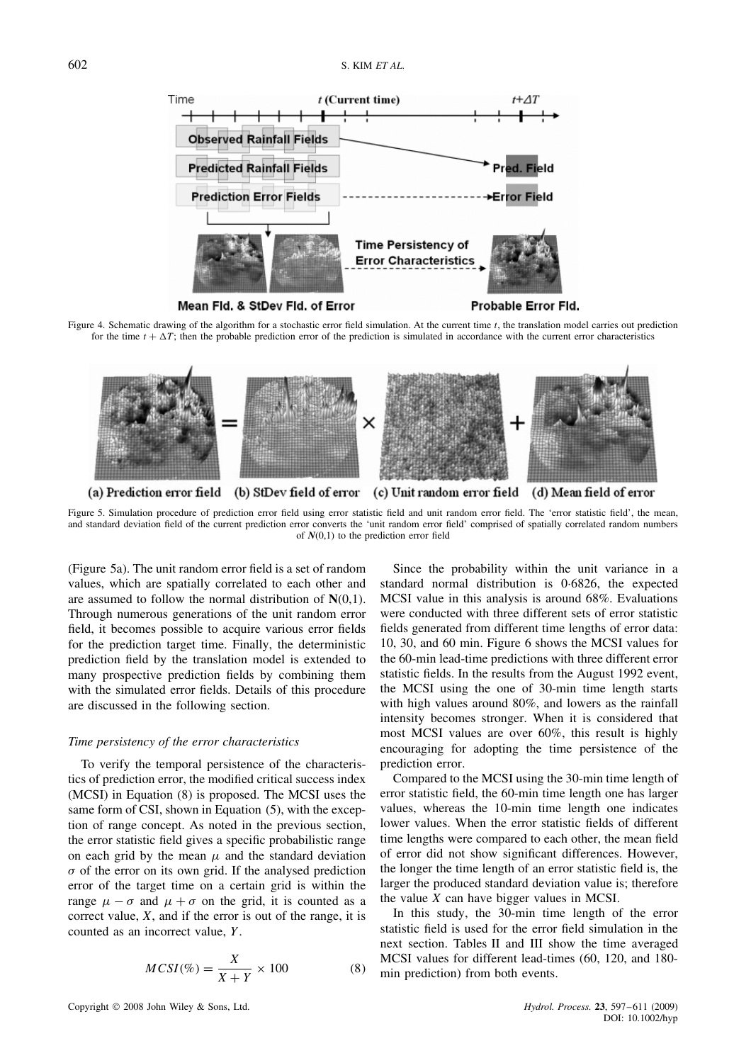Figure 4. Schematic drawing of the algorithm for a stochastic error field simulation. At the current time $t$, the translation model carries out prediction for the time $t + \Delta T$; then the probable prediction error of the prediction is simulated in accordance with the current error characteristics

Figure 5. Simulation procedure of prediction error field using error statistic field and unit random error field. The 'error statistic field', the mean, and standard deviation field of the current prediction error converts the 'unit random error field' comprised of spatially correlated random numbers of $\mathbf{N}(0,1)$ to the prediction error field

(Figure 5a). The unit random error field is a set of random values, which are spatially correlated to each other and are assumed to follow the normal distribution of $\mathbf{N}(0,1)$. Through numerous generations of the unit random error field, it becomes possible to acquire various error fields for the prediction target time. Finally, the deterministic prediction field by the translation model is extended to many prospective prediction fields by combining them with the simulated error fields. Details of this procedure are discussed in the following section.

### *Time persistency of the error characteristics*

To verify the temporal persistence of the characteristics of prediction error, the modified critical success index (MCSI) in Equation (8) is proposed. The MCSI uses the same form of CSI, shown in Equation (5), with the exception of range concept. As noted in the previous section, the error statistic field gives a specific probabilistic range on each grid by the mean $\mu$ and the standard deviation $\sigma$ of the error on its own grid. If the analysed prediction error of the target time on a certain grid is within the range $\mu - \sigma$ and $\mu + \sigma$ on the grid, it is counted as a correct value, $X$, and if the error is out of the range, it is counted as an incorrect value, $Y$.

$$MCSI(\%) = \frac{X}{X+Y} \times 100 \tag{8}$$

Since the probability within the unit variance in a standard normal distribution is 0·6826, the expected MCSI value in this analysis is around 68%. Evaluations were conducted with three different sets of error statistic fields generated from different time lengths of error data: 10, 30, and 60 min. Figure 6 shows the MCSI values for the 60-min lead-time predictions with three different error statistic fields. In the results from the August 1992 event, the MCSI using the one of 30-min time length starts with high values around 80%, and lowers as the rainfall intensity becomes stronger. When it is considered that most MCSI values are over 60%, this result is highly encouraging for adopting the time persistence of the prediction error.

Compared to the MCSI using the 30-min time length of error statistic field, the 60-min time length one has larger values, whereas the 10-min time length one indicates lower values. When the error statistic fields of different time lengths were compared to each other, the mean field of error did not show significant differences. However, the longer the time length of an error statistic field is, the larger the produced standard deviation value is; therefore the value $X$ can have bigger values in MCSI.

In this study, the 30-min time length of the error statistic field is used for the error field simulation in the next section. Tables II and III show the time averaged MCSI values for different lead-times (60, 120, and 180-min prediction) from both events.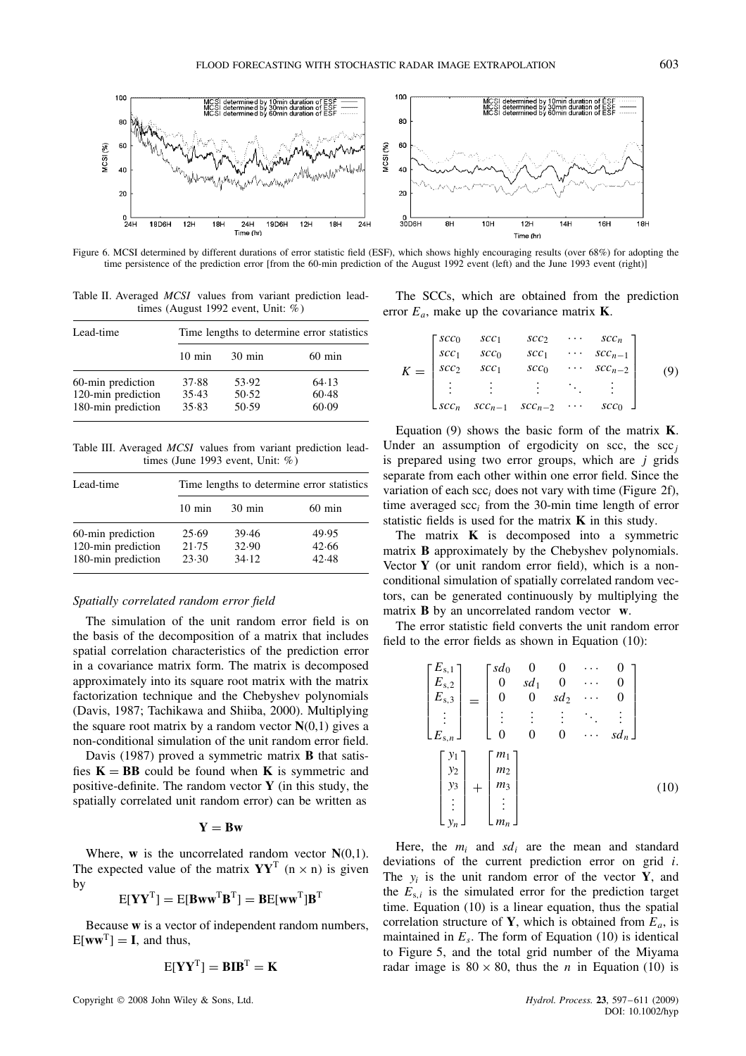Figure 6. MCSI determined by different durations of error statistic field (ESF), which shows highly encouraging results (over 68%) for adopting the time persistence of the prediction error [from the 60-min prediction of the August 1992 event (left) and the June 1993 event (right)]

Table II. Averaged *MCSI* values from variant prediction lead-times (August 1992 event, Unit: %)

| Lead-time | Time lengths to determine error statistics | | |
|---|---|---|---|
| | 10 min | 30 min | 60 min |
| 60-min prediction | 37·88 | 53·92 | 64·13 |
| 120-min prediction | 35·43 | 50·52 | 60·48 |
| 180-min prediction | 35·83 | 50·59 | 60·09 |

Table III. Averaged *MCSI* values from variant prediction lead-times (June 1993 event, Unit: %)

| Lead-time | Time lengths to determine error statistics | | |
|---|---|---|---|
| | 10 min | 30 min | 60 min |
| 60-min prediction | 25·69 | 39·46 | 49·95 |
| 120-min prediction | 21·75 | 32·90 | 42·66 |
| 180-min prediction | 23·30 | 34·12 | 42·48 |

### *Spatially correlated random error field*

The simulation of the unit random error field is on the basis of the decomposition of a matrix that includes spatial correlation characteristics of the prediction error in a covariance matrix form. The matrix is decomposed approximately into its square root matrix with the matrix factorization technique and the Chebyshev polynomials (Davis, 1987; Tachikawa and Shiiba, 2000). Multiplying the square root matrix by a random vector $\mathbf{N}(0,1)$ gives a non-conditional simulation of the unit random error field.

Davis (1987) proved a symmetric matrix $\mathbf{B}$ that satisfies $\mathbf{K} = \mathbf{BB}$ could be found when $\mathbf{K}$ is symmetric and positive-definite. The random vector $\mathbf{Y}$ (in this study, the spatially correlated unit random error) can be written as

$$\mathbf{Y} = \mathbf{Bw}$$

Where, $\mathbf{w}$ is the uncorrelated random vector $\mathbf{N}(0,1)$. The expected value of the matrix $\mathbf{YY}^{\mathrm{T}}$ (n × n) is given by

$$\mathrm{E}[\mathbf{YY}^{\mathrm{T}}] = \mathrm{E}[\mathbf{Bww}^{\mathrm{T}}\mathbf{B}^{\mathrm{T}}] = \mathbf{B}\mathrm{E}[\mathbf{ww}^{\mathrm{T}}]\mathbf{B}^{\mathrm{T}}$$

Because $\mathbf{w}$ is a vector of independent random numbers, $\mathrm{E}[\mathbf{ww}^{\mathrm{T}}] = \mathbf{I}$, and thus,

$$\mathrm{E}[\mathbf{YY}^{\mathrm{T}}] = \mathbf{BIB}^{\mathrm{T}} = \mathbf{K}$$

The SCCs, which are obtained from the prediction error $E_a$, make up the covariance matrix $\mathbf{K}$.

$$K = \begin{bmatrix} scc_0 & scc_1 & scc_2 & \cdots & scc_n \\ scc_1 & scc_0 & scc_1 & \cdots & scc_{n-1} \\ scc_2 & scc_1 & scc_0 & \cdots & scc_{n-2} \\ \vdots & \vdots & \vdots & \ddots & \vdots \\ scc_n & scc_{n-1} & scc_{n-2} & \cdots & scc_0 \end{bmatrix} \quad (9)$$

Equation (9) shows the basic form of the matrix $\mathbf{K}$. Under an assumption of ergodicity on scc, the $\mathrm{scc}_j$ is prepared using two error groups, which are $j$ grids separate from each other within one error field. Since the variation of each $\mathrm{scc}_i$ does not vary with time (Figure 2f), time averaged $\mathrm{scc}_i$ from the 30-min time length of error statistic fields is used for the matrix $\mathbf{K}$ in this study.

The matrix $\mathbf{K}$ is decomposed into a symmetric matrix $\mathbf{B}$ approximately by the Chebyshev polynomials. Vector $\mathbf{Y}$ (or unit random error field), which is a non-conditional simulation of spatially correlated random vectors, can be generated continuously by multiplying the matrix $\mathbf{B}$ by an uncorrelated random vector $\mathbf{w}$.

The error statistic field converts the unit random error field to the error fields as shown in Equation (10):

$$\begin{bmatrix} E_{s,1} \\ E_{s,2} \\ E_{s,3} \\ \vdots \\ E_{s,n} \end{bmatrix} = \begin{bmatrix} sd_0 & 0 & 0 & \cdots & 0 \\ 0 & sd_1 & 0 & \cdots & 0 \\ 0 & 0 & sd_2 & \cdots & 0 \\ \vdots & \vdots & \vdots & \ddots & \vdots \\ 0 & 0 & 0 & \cdots & sd_n \end{bmatrix} \begin{bmatrix} y_1 \\ y_2 \\ y_3 \\ \vdots \\ y_n \end{bmatrix} + \begin{bmatrix} m_1 \\ m_2 \\ m_3 \\ \vdots \\ m_n \end{bmatrix} \quad (10)$$

Here, the $m_i$ and $sd_i$ are the mean and standard deviations of the current prediction error on grid $i$. The $y_i$ is the unit random error for the vector $\mathbf{Y}$, and the $E_{s,i}$ is the simulated error for the prediction target time. Equation (10) is a linear equation, thus the spatial correlation structure of $\mathbf{Y}$, which is obtained from $E_a$, is maintained in $E_s$. The form of Equation (10) is identical to Figure 5, and the total grid number of the Miyama radar image is 80 × 80, thus the $n$ in Equation (10) is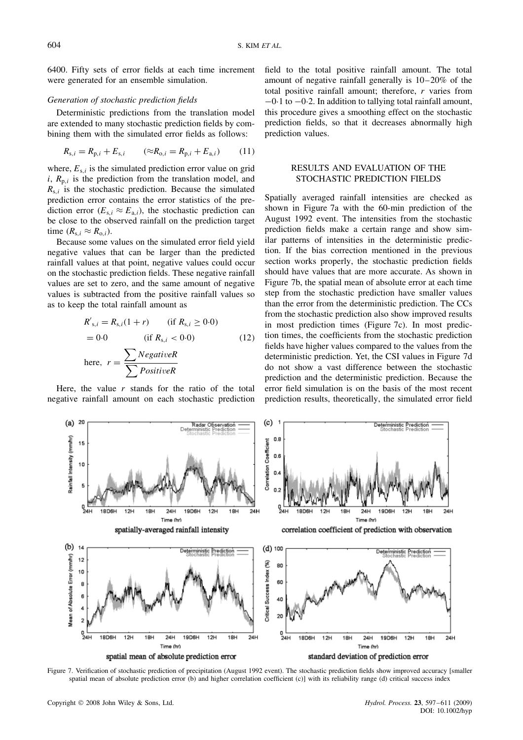6400. Fifty sets of error fields at each time increment were generated for an ensemble simulation.

*Generation of stochastic prediction fields*

Deterministic predictions from the translation model are extended to many stochastic prediction fields by combining them with the simulated error fields as follows:

$$R_{s,i} = R_{p,i} + E_{s,i} \qquad (\approx R_{o,i} = R_{p,i} + E_{a,i}) \qquad (11)$$

where, $E_{s,i}$ is the simulated prediction error value on grid $i$, $R_{p,i}$ is the prediction from the translation model, and $R_{s,i}$ is the stochastic prediction. Because the simulated prediction error contains the error statistics of the prediction error ($E_{s,i} \approx E_{a,i}$), the stochastic prediction can be close to the observed rainfall on the prediction target time ($R_{s,i} \approx R_{o,i}$).

Because some values on the simulated error field yield negative values that can be larger than the predicted rainfall values at that point, negative values could occur on the stochastic prediction fields. These negative rainfall values are set to zero, and the same amount of negative values is subtracted from the positive rainfall values so as to keep the total rainfall amount as

$$\begin{aligned} R'_{s,i} &= R_{s,i}(1 + r) \qquad (\text{if } R_{s,i} \geq 0{\cdot}0) \\ &= 0{\cdot}0 \qquad (\text{if } R_{s,i} < 0{\cdot}0) \qquad (12) \\ \text{here, } r &= \frac{\sum NegativeR}{\sum PositiveR} \end{aligned}$$

Here, the value $r$ stands for the ratio of the total negative rainfall amount on each stochastic prediction field to the total positive rainfall amount. The total amount of negative rainfall generally is 10–20% of the total positive rainfall amount; therefore, $r$ varies from $-0{\cdot}1$ to $-0{\cdot}2$. In addition to tallying total rainfall amount, this procedure gives a smoothing effect on the stochastic prediction fields, so that it decreases abnormally high prediction values.

## RESULTS AND EVALUATION OF THE STOCHASTIC PREDICTION FIELDS

Spatially averaged rainfall intensities are checked as shown in Figure 7a with the 60-min prediction of the August 1992 event. The intensities from the stochastic prediction fields make a certain range and show similar patterns of intensities in the deterministic prediction. If the bias correction mentioned in the previous section works properly, the stochastic prediction fields should have values that are more accurate. As shown in Figure 7b, the spatial mean of absolute error at each time step from the stochastic prediction have smaller values than the error from the deterministic prediction. The CCs from the stochastic prediction also show improved results in most prediction times (Figure 7c). In most prediction times, the coefficients from the stochastic prediction fields have higher values compared to the values from the deterministic prediction. Yet, the CSI values in Figure 7d do not show a vast difference between the stochastic prediction and the deterministic prediction. Because the error field simulation is on the basis of the most recent prediction results, theoretically, the simulated error field

Figure 7. Verification of stochastic prediction of precipitation (August 1992 event). The stochastic prediction fields show improved accuracy [smaller spatial mean of absolute prediction error (b) and higher correlation coefficient (c)] with its reliability range (d) critical success index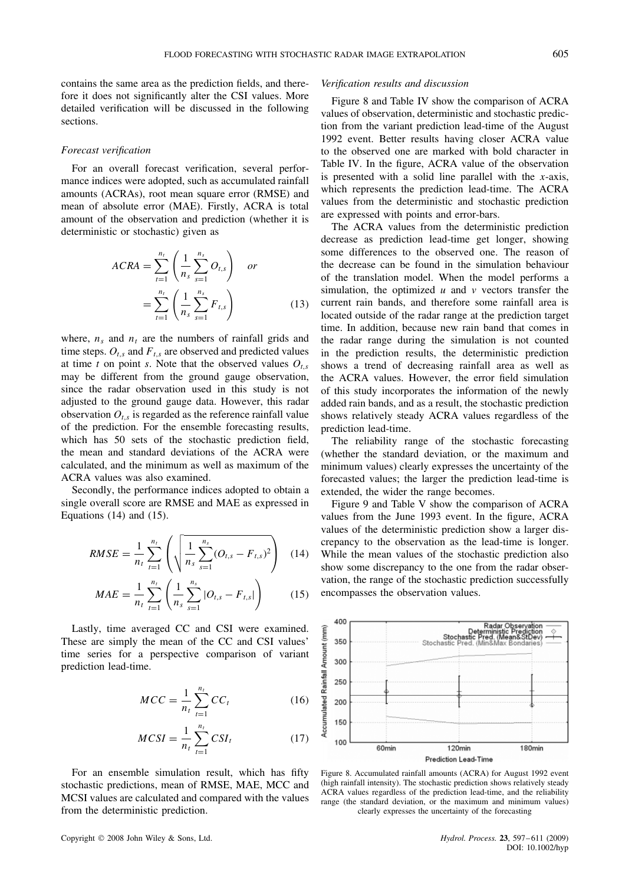contains the same area as the prediction fields, and therefore it does not significantly alter the CSI values. More detailed verification will be discussed in the following sections.

*Forecast verification*

For an overall forecast verification, several performance indices were adopted, such as accumulated rainfall amounts (ACRAs), root mean square error (RMSE) and mean of absolute error (MAE). Firstly, ACRA is total amount of the observation and prediction (whether it is deterministic or stochastic) given as

$$ACRA = \sum_{t=1}^{n_t}\left(\frac{1}{n_s}\sum_{s=1}^{n_s} O_{t,s}\right) \quad or$$
$$= \sum_{t=1}^{n_t}\left(\frac{1}{n_s}\sum_{s=1}^{n_s} F_{t,s}\right) \tag{13}$$

where, $n_s$ and $n_t$ are the numbers of rainfall grids and time steps. $O_{t,s}$ and $F_{t,s}$ are observed and predicted values at time $t$ on point $s$. Note that the observed values $O_{t,s}$ may be different from the ground gauge observation, since the radar observation used in this study is not adjusted to the ground gauge data. However, this radar observation $O_{t,s}$ is regarded as the reference rainfall value of the prediction. For the ensemble forecasting results, which has 50 sets of the stochastic prediction field, the mean and standard deviations of the ACRA were calculated, and the minimum as well as maximum of the ACRA values was also examined.

Secondly, the performance indices adopted to obtain a single overall score are RMSE and MAE as expressed in Equations (14) and (15).

$$RMSE = \frac{1}{n_t}\sum_{t=1}^{n_t}\left(\sqrt{\frac{1}{n_s}\sum_{s=1}^{n_s}(O_{t,s} - F_{t,s})^2}\right) \tag{14}$$

$$MAE = \frac{1}{n_t}\sum_{t=1}^{n_t}\left(\frac{1}{n_s}\sum_{s=1}^{n_s}|O_{t,s} - F_{t,s}|\right) \tag{15}$$

Lastly, time averaged CC and CSI were examined. These are simply the mean of the CC and CSI values' time series for a perspective comparison of variant prediction lead-time.

$$MCC = \frac{1}{n_t}\sum_{t=1}^{n_t} CC_t \tag{16}$$

$$MCSI = \frac{1}{n_t}\sum_{t=1}^{n_t} CSI_t \tag{17}$$

For an ensemble simulation result, which has fifty stochastic predictions, mean of RMSE, MAE, MCC and MCSI values are calculated and compared with the values from the deterministic prediction.

*Verification results and discussion*

Figure 8 and Table IV show the comparison of ACRA values of observation, deterministic and stochastic prediction from the variant prediction lead-time of the August 1992 event. Better results having closer ACRA value to the observed one are marked with bold character in Table IV. In the figure, ACRA value of the observation is presented with a solid line parallel with the $x$-axis, which represents the prediction lead-time. The ACRA values from the deterministic and stochastic prediction are expressed with points and error-bars.

The ACRA values from the deterministic prediction decrease as prediction lead-time get longer, showing some differences to the observed one. The reason of the decrease can be found in the simulation behaviour of the translation model. When the model performs a simulation, the optimized $u$ and $v$ vectors transfer the current rain bands, and therefore some rainfall area is located outside of the radar range at the prediction target time. In addition, because new rain band that comes in the radar range during the simulation is not counted in the prediction results, the deterministic prediction shows a trend of decreasing rainfall area as well as the ACRA values. However, the error field simulation of this study incorporates the information of the newly added rain bands, and as a result, the stochastic prediction shows relatively steady ACRA values regardless of the prediction lead-time.

The reliability range of the stochastic forecasting (whether the standard deviation, or the maximum and minimum values) clearly expresses the uncertainty of the forecasted values; the larger the prediction lead-time is extended, the wider the range becomes.

Figure 9 and Table V show the comparison of ACRA values from the June 1993 event. In the figure, ACRA values of the deterministic prediction show a larger discrepancy to the observation as the lead-time is longer. While the mean values of the stochastic prediction also show some discrepancy to the one from the radar observation, the range of the stochastic prediction successfully encompasses the observation values.

Accumulated Rainfall Amount (mm)
400
350
300
250
200
150
100
60min
120min
180min
Prediction Lead-Time
Radar Observation
Deterministic Prediction
Stochastic Pred. (Mean&StDev)
Stochastic Pred. (Min&Max Bondaries)

Figure 8. Accumulated rainfall amounts (ACRA) for August 1992 event (high rainfall intensity). The stochastic prediction shows relatively steady ACRA values regardless of the prediction lead-time, and the reliability range (the standard deviation, or the maximum and minimum values) clearly expresses the uncertainty of the forecasting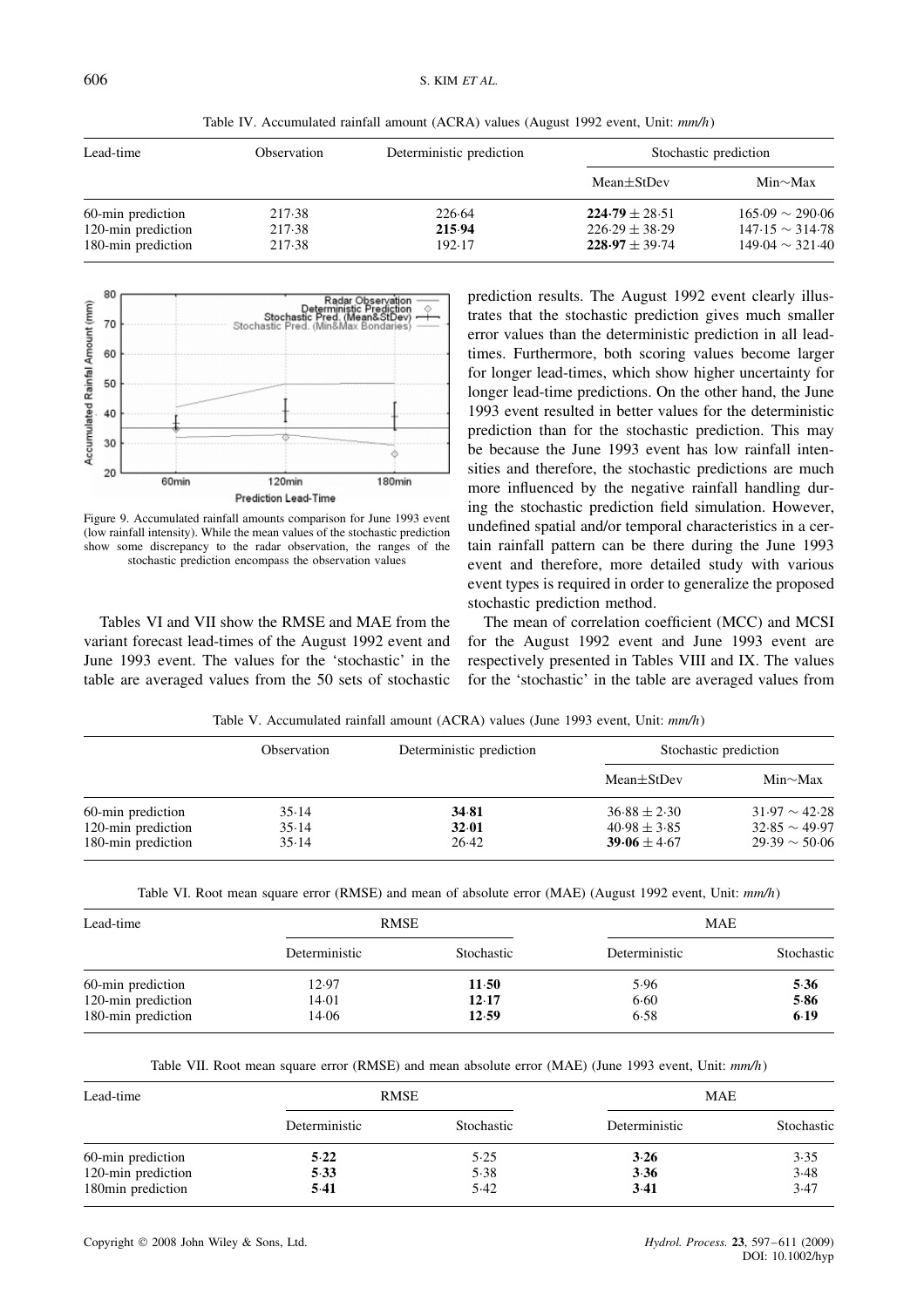Table IV. Accumulated rainfall amount (ACRA) values (August 1992 event, Unit: *mm/h*)

| Lead-time | Observation | Deterministic prediction | Stochastic prediction | |
|---|---|---|---|---|
| | | | Mean±StDev | Min∼Max |
| 60-min prediction | 217·38 | 226·64 | **224·79** ± 28·51 | 165·09 ∼ 290·06 |
| 120-min prediction | 217·38 | **215·94** | 226·29 ± 38·29 | 147·15 ∼ 314·78 |
| 180-min prediction | 217·38 | 192·17 | **228·97** ± 39·74 | 149·04 ∼ 321·40 |

Figure 9. Accumulated rainfall amounts comparison for June 1993 event (low rainfall intensity). While the mean values of the stochastic prediction show some discrepancy to the radar observation, the ranges of the stochastic prediction encompass the observation values

Tables VI and VII show the RMSE and MAE from the variant forecast lead-times of the August 1992 event and June 1993 event. The values for the 'stochastic' in the table are averaged values from the 50 sets of stochastic prediction results. The August 1992 event clearly illustrates that the stochastic prediction gives much smaller error values than the deterministic prediction in all lead-times. Furthermore, both scoring values become larger for longer lead-times, which show higher uncertainty for longer lead-time predictions. On the other hand, the June 1993 event resulted in better values for the deterministic prediction than for the stochastic prediction. This may be because the June 1993 event has low rainfall intensities and therefore, the stochastic predictions are much more influenced by the negative rainfall handling during the stochastic prediction field simulation. However, undefined spatial and/or temporal characteristics in a certain rainfall pattern can be there during the June 1993 event and therefore, more detailed study with various event types is required in order to generalize the proposed stochastic prediction method.

The mean of correlation coefficient (MCC) and MCSI for the August 1992 event and June 1993 event are respectively presented in Tables VIII and IX. The values for the 'stochastic' in the table are averaged values from

Table V. Accumulated rainfall amount (ACRA) values (June 1993 event, Unit: *mm/h*)

| | Observation | Deterministic prediction | Stochastic prediction | |
|---|---|---|---|---|
| | | | Mean±StDev | Min∼Max |
| 60-min prediction | 35·14 | **34·81** | 36·88 ± 2·30 | 31·97 ∼ 42·28 |
| 120-min prediction | 35·14 | **32·01** | 40·98 ± 3·85 | 32·85 ∼ 49·97 |
| 180-min prediction | 35·14 | 26·42 | **39·06** ± 4·67 | 29·39 ∼ 50·06 |

Table VI. Root mean square error (RMSE) and mean of absolute error (MAE) (August 1992 event, Unit: *mm/h*)

| Lead-time | RMSE | | MAE | |
|---|---|---|---|---|
| | Deterministic | Stochastic | Deterministic | Stochastic |
| 60-min prediction | 12·97 | **11·50** | 5·96 | **5·36** |
| 120-min prediction | 14·01 | **12·17** | 6·60 | **5·86** |
| 180-min prediction | 14·06 | **12·59** | 6·58 | **6·19** |

Table VII. Root mean square error (RMSE) and mean absolute error (MAE) (June 1993 event, Unit: *mm/h*)

| Lead-time | RMSE | | MAE | |
|---|---|---|---|---|
| | Deterministic | Stochastic | Deterministic | Stochastic |
| 60-min prediction | **5·22** | 5·25 | **3·26** | 3·35 |
| 120-min prediction | **5·33** | 5·38 | **3·36** | 3·48 |
| 180min prediction | **5·41** | 5·42 | **3·41** | 3·47 |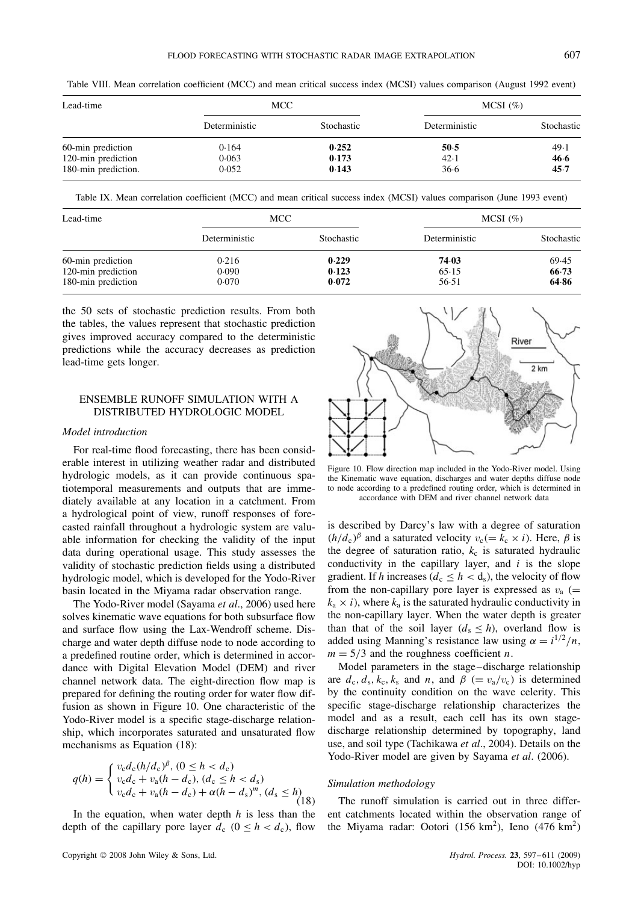Table VIII. Mean correlation coefficient (MCC) and mean critical success index (MCSI) values comparison (August 1992 event)

| Lead-time | MCC | | MCSI (%) | |
|---|---|---|---|---|
| | Deterministic | Stochastic | Deterministic | Stochastic |
| 60-min prediction | 0·164 | **0·252** | **50·5** | 49·1 |
| 120-min prediction | 0·063 | **0·173** | 42·1 | **46·6** |
| 180-min prediction. | 0·052 | **0·143** | 36·6 | **45·7** |

Table IX. Mean correlation coefficient (MCC) and mean critical success index (MCSI) values comparison (June 1993 event)

| Lead-time | MCC | | MCSI (%) | |
|---|---|---|---|---|
| | Deterministic | Stochastic | Deterministic | Stochastic |
| 60-min prediction | 0·216 | **0·229** | **74·03** | 69·45 |
| 120-min prediction | 0·090 | **0·123** | 65·15 | **66·73** |
| 180-min prediction | 0·070 | **0·072** | 56·51 | **64·86** |

the 50 sets of stochastic prediction results. From both the tables, the values represent that stochastic prediction gives improved accuracy compared to the deterministic predictions while the accuracy decreases as prediction lead-time gets longer.

## ENSEMBLE RUNOFF SIMULATION WITH A DISTRIBUTED HYDROLOGIC MODEL

### *Model introduction*

For real-time flood forecasting, there has been considerable interest in utilizing weather radar and distributed hydrologic models, as it can provide continuous spatiotemporal measurements and outputs that are immediately available at any location in a catchment. From a hydrological point of view, runoff responses of forecasted rainfall throughout a hydrologic system are valuable information for checking the validity of the input data during operational usage. This study assesses the validity of stochastic prediction fields using a distributed hydrologic model, which is developed for the Yodo-River basin located in the Miyama radar observation range.

The Yodo-River model (Sayama *et al*., 2006) used here solves kinematic wave equations for both subsurface flow and surface flow using the Lax-Wendroff scheme. Discharge and water depth diffuse node to node according to a predefined routine order, which is determined in accordance with Digital Elevation Model (DEM) and river channel network data. The eight-direction flow map is prepared for defining the routing order for water flow diffusion as shown in Figure 10. One characteristic of the Yodo-River model is a specific stage-discharge relationship, which incorporates saturated and unsaturated flow mechanisms as Equation (18):

$$q(h) = \begin{cases} v_c d_c (h/d_c)^{\beta}, \ (0 \le h < d_c) \\ v_c d_c + v_a (h - d_c), \ (d_c \le h < d_s) \\ v_c d_c + v_a (h - d_c) + \alpha (h - d_s)^m, \ (d_s \le h) \end{cases} \tag{18}$$

In the equation, when water depth $h$ is less than the depth of the capillary pore layer $d_c$ $(0 \le h < d_c)$, flow is described by Darcy's law with a degree of saturation $(h/d_c)^{\beta}$ and a saturated velocity $v_c (= k_c \times i)$. Here, $\beta$ is the degree of saturation ratio, $k_c$ is saturated hydraulic conductivity in the capillary layer, and $i$ is the slope gradient. If $h$ increases $(d_c \le h < d_s)$, the velocity of flow from the non-capillary pore layer is expressed as $v_a$ $(= k_a \times i)$, where $k_a$ is the saturated hydraulic conductivity in the non-capillary layer. When the water depth is greater than that of the soil layer $(d_s \le h)$, overland flow is added using Manning's resistance law using $\alpha = i^{1/2}/n$, $m = 5/3$ and the roughness coefficient $n$.

Figure 10. Flow direction map included in the Yodo-River model. Using the Kinematic wave equation, discharges and water depths diffuse node to node according to a predefined routing order, which is determined in accordance with DEM and river channel network data

Model parameters in the stage–discharge relationship are $d_c, d_s, k_c, k_s$ and $n$, and $\beta$ $(= v_a/v_c)$ is determined by the continuity condition on the wave celerity. This specific stage-discharge relationship characterizes the model and as a result, each cell has its own stage-discharge relationship determined by topography, land use, and soil type (Tachikawa *et al*., 2004). Details on the Yodo-River model are given by Sayama *et al*. (2006).

### *Simulation methodology*

The runoff simulation is carried out in three different catchments located within the observation range of the Miyama radar: Ootori (156 $km^2$), Ieno (476 $km^2$)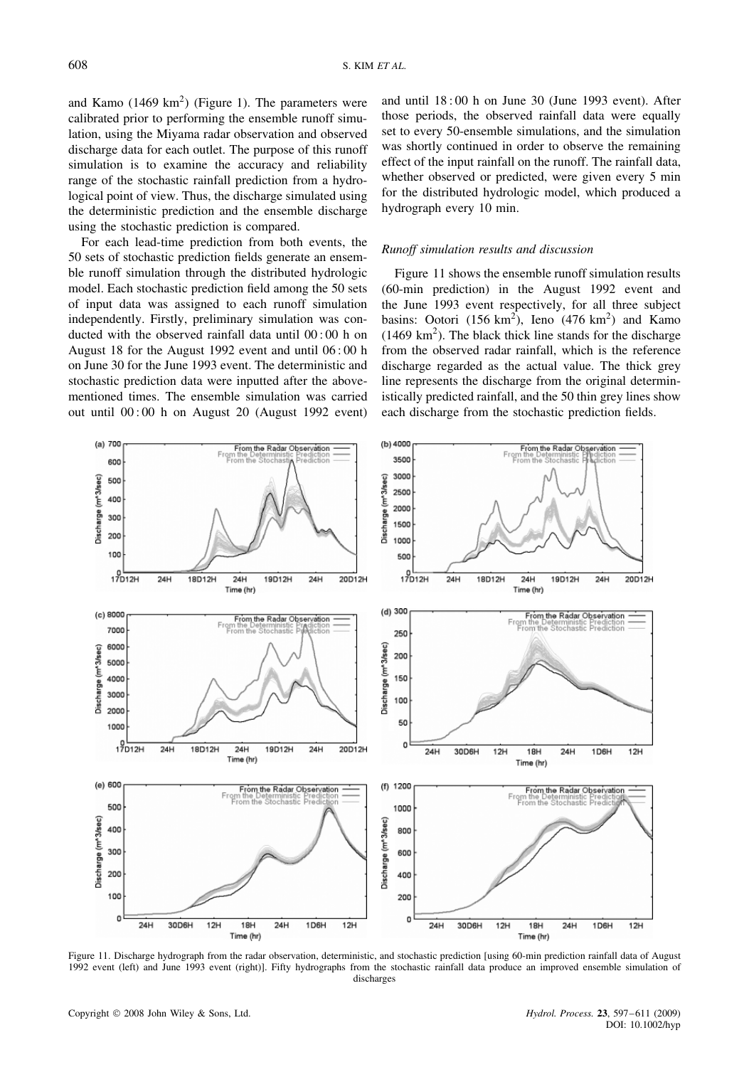and Kamo (1469 km$^2$) (Figure 1). The parameters were calibrated prior to performing the ensemble runoff simulation, using the Miyama radar observation and observed discharge data for each outlet. The purpose of this runoff simulation is to examine the accuracy and reliability range of the stochastic rainfall prediction from a hydrological point of view. Thus, the discharge simulated using the deterministic prediction and the ensemble discharge using the stochastic prediction is compared.

For each lead-time prediction from both events, the 50 sets of stochastic prediction fields generate an ensemble runoff simulation through the distributed hydrologic model. Each stochastic prediction field among the 50 sets of input data was assigned to each runoff simulation independently. Firstly, preliminary simulation was conducted with the observed rainfall data until 00 : 00 h on August 18 for the August 1992 event and until 06 : 00 h on June 30 for the June 1993 event. The deterministic and stochastic prediction data were inputted after the above-mentioned times. The ensemble simulation was carried out until 00 : 00 h on August 20 (August 1992 event) and until 18 : 00 h on June 30 (June 1993 event). After those periods, the observed rainfall data were equally set to every 50-ensemble simulations, and the simulation was shortly continued in order to observe the remaining effect of the input rainfall on the runoff. The rainfall data, whether observed or predicted, were given every 5 min for the distributed hydrologic model, which produced a hydrograph every 10 min.

### *Runoff simulation results and discussion*

Figure 11 shows the ensemble runoff simulation results (60-min prediction) in the August 1992 event and the June 1993 event respectively, for all three subject basins: Ootori (156 km$^2$), Ieno (476 km$^2$) and Kamo (1469 km$^2$). The black thick line stands for the discharge from the observed radar rainfall, which is the reference discharge regarded as the actual value. The thick grey line represents the discharge from the original deterministically predicted rainfall, and the 50 thin grey lines show each discharge from the stochastic prediction fields.

Figure 11. Discharge hydrograph from the radar observation, deterministic, and stochastic prediction [using 60-min prediction rainfall data of August 1992 event (left) and June 1993 event (right)]. Fifty hydrographs from the stochastic rainfall data produce an improved ensemble simulation of discharges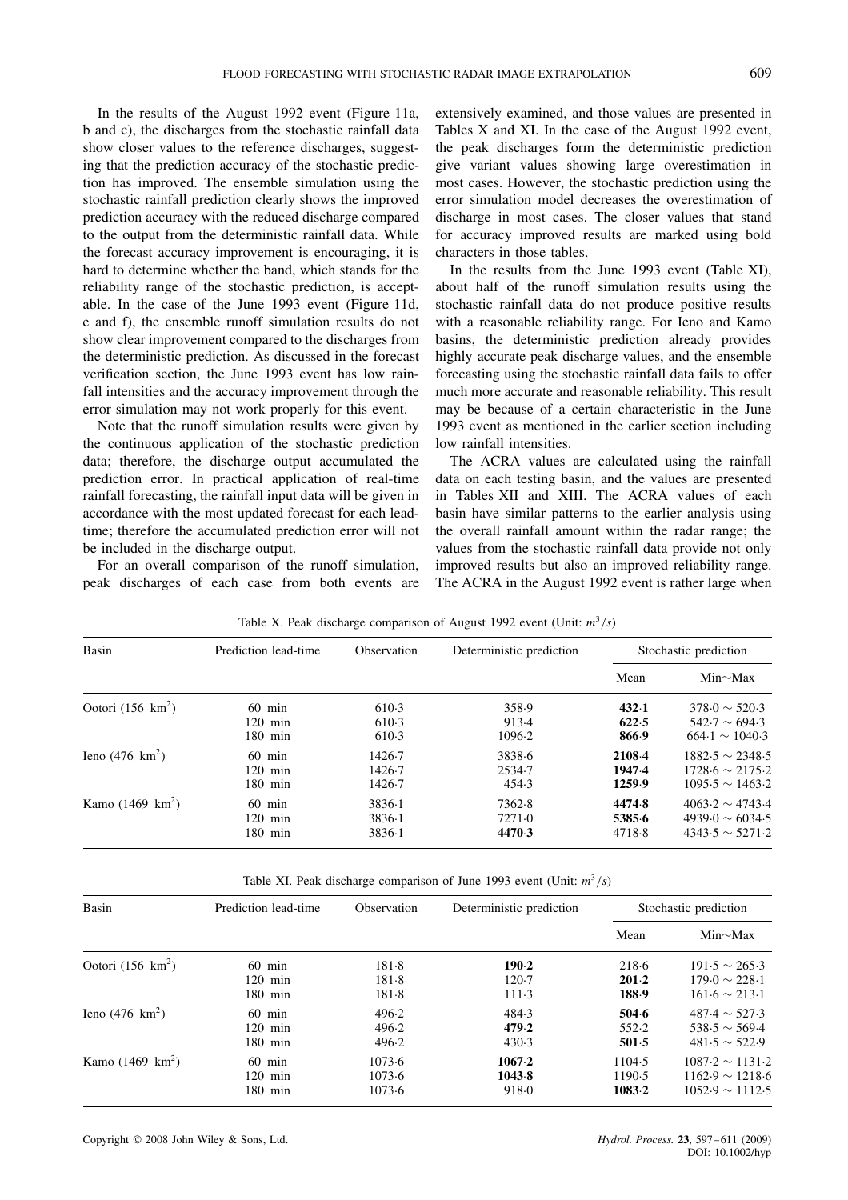In the results of the August 1992 event (Figure 11a, b and c), the discharges from the stochastic rainfall data show closer values to the reference discharges, suggesting that the prediction accuracy of the stochastic prediction has improved. The ensemble simulation using the stochastic rainfall prediction clearly shows the improved prediction accuracy with the reduced discharge compared to the output from the deterministic rainfall data. While the forecast accuracy improvement is encouraging, it is hard to determine whether the band, which stands for the reliability range of the stochastic prediction, is acceptable. In the case of the June 1993 event (Figure 11d, e and f), the ensemble runoff simulation results do not show clear improvement compared to the discharges from the deterministic prediction. As discussed in the forecast verification section, the June 1993 event has low rainfall intensities and the accuracy improvement through the error simulation may not work properly for this event.

Note that the runoff simulation results were given by the continuous application of the stochastic prediction data; therefore, the discharge output accumulated the prediction error. In practical application of real-time rainfall forecasting, the rainfall input data will be given in accordance with the most updated forecast for each lead-time; therefore the accumulated prediction error will not be included in the discharge output.

For an overall comparison of the runoff simulation, peak discharges of each case from both events are extensively examined, and those values are presented in Tables X and XI. In the case of the August 1992 event, the peak discharges form the deterministic prediction give variant values showing large overestimation in most cases. However, the stochastic prediction using the error simulation model decreases the overestimation of discharge in most cases. The closer values that stand for accuracy improved results are marked using bold characters in those tables.

In the results from the June 1993 event (Table XI), about half of the runoff simulation results using the stochastic rainfall data do not produce positive results with a reasonable reliability range. For Ieno and Kamo basins, the deterministic prediction already provides highly accurate peak discharge values, and the ensemble forecasting using the stochastic rainfall data fails to offer much more accurate and reasonable reliability. This result may be because of a certain characteristic in the June 1993 event as mentioned in the earlier section including low rainfall intensities.

The ACRA values are calculated using the rainfall data on each testing basin, and the values are presented in Tables XII and XIII. The ACRA values of each basin have similar patterns to the earlier analysis using the overall rainfall amount within the radar range; the values from the stochastic rainfall data provide not only improved results but also an improved reliability range. The ACRA in the August 1992 event is rather large when

Table X. Peak discharge comparison of August 1992 event (Unit: $m^3/s$)

| Basin | Prediction lead-time | Observation | Deterministic prediction | Stochastic prediction | |
|---|---|---|---|---|---|
| | | | | Mean | Min∼Max |
| Ootori (156 $km^2$) | 60 min | 610·3 | 358·9 | **432·1** | 378·0 ∼ 520·3 |
| | 120 min | 610·3 | 913·4 | **622·5** | 542·7 ∼ 694·3 |
| | 180 min | 610·3 | 1096·2 | **866·9** | 664·1 ∼ 1040·3 |
| Ieno (476 $km^2$) | 60 min | 1426·7 | 3838·6 | **2108·4** | 1882·5 ∼ 2348·5 |
| | 120 min | 1426·7 | 2534·7 | **1947·4** | 1728·6 ∼ 2175·2 |
| | 180 min | 1426·7 | 454·3 | **1259·9** | 1095·5 ∼ 1463·2 |
| Kamo (1469 $km^2$) | 60 min | 3836·1 | 7362·8 | **4474·8** | 4063·2 ∼ 4743·4 |
| | 120 min | 3836·1 | 7271·0 | **5385·6** | 4939·0 ∼ 6034·5 |
| | 180 min | 3836·1 | **4470·3** | 4718·8 | 4343·5 ∼ 5271·2 |

Table XI. Peak discharge comparison of June 1993 event (Unit: $m^3/s$)

| Basin | Prediction lead-time | Observation | Deterministic prediction | Stochastic prediction | |
|---|---|---|---|---|---|
| | | | | Mean | Min∼Max |
| Ootori (156 $km^2$) | 60 min | 181·8 | **190·2** | 218·6 | 191·5 ∼ 265·3 |
| | 120 min | 181·8 | 120·7 | **201·2** | 179·0 ∼ 228·1 |
| | 180 min | 181·8 | 111·3 | **188·9** | 161·6 ∼ 213·1 |
| Ieno (476 $km^2$) | 60 min | 496·2 | 484·3 | **504·6** | 487·4 ∼ 527·3 |
| | 120 min | 496·2 | **479·2** | 552·2 | 538·5 ∼ 569·4 |
| | 180 min | 496·2 | 430·3 | **501·5** | 481·5 ∼ 522·9 |
| Kamo (1469 $km^2$) | 60 min | 1073·6 | **1067·2** | 1104·5 | 1087·2 ∼ 1131·2 |
| | 120 min | 1073·6 | **1043·8** | 1190·5 | 1162·9 ∼ 1218·6 |
| | 180 min | 1073·6 | 918·0 | **1083·2** | 1052·9 ∼ 1112·5 |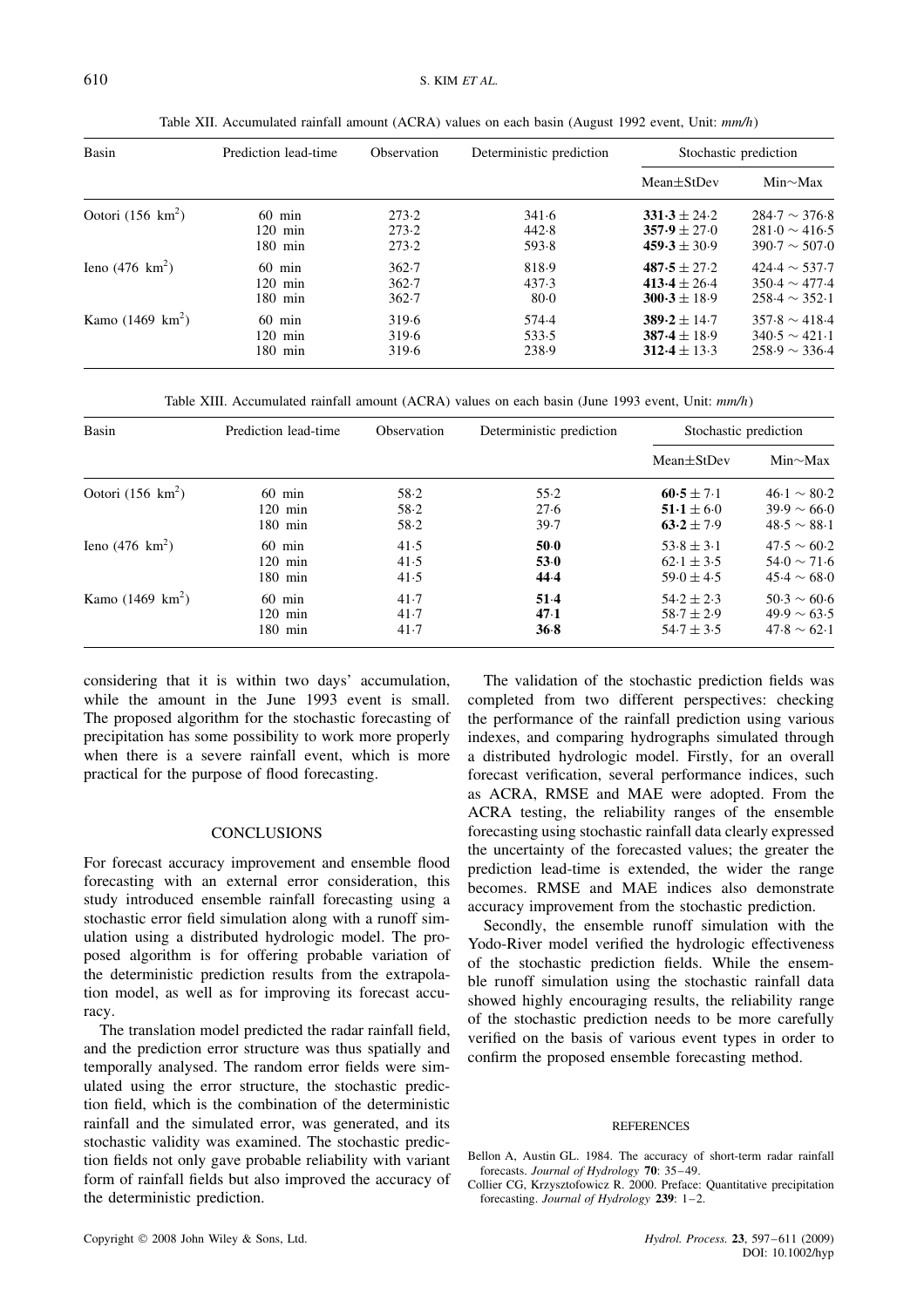Table XII. Accumulated rainfall amount (ACRA) values on each basin (August 1992 event, Unit: *mm/h*)

| Basin | Prediction lead-time | Observation | Deterministic prediction | Stochastic prediction | |
|---|---|---|---|---|---|
| | | | | Mean±StDev | Min∼Max |
| Ootori (156 km$^2$) | 60 min | 273·2 | 341·6 | **331·3** ± 24·2 | 284·7 ∼ 376·8 |
| | 120 min | 273·2 | 442·8 | **357·9** ± 27·0 | 281·0 ∼ 416·5 |
| | 180 min | 273·2 | 593·8 | **459·3** ± 30·9 | 390·7 ∼ 507·0 |
| Ieno (476 km$^2$) | 60 min | 362·7 | 818·9 | **487·5** ± 27·2 | 424·4 ∼ 537·7 |
| | 120 min | 362·7 | 437·3 | **413·4** ± 26·4 | 350·4 ∼ 477·4 |
| | 180 min | 362·7 | 80·0 | **300·3** ± 18·9 | 258·4 ∼ 352·1 |
| Kamo (1469 km$^2$) | 60 min | 319·6 | 574·4 | **389·2** ± 14·7 | 357·8 ∼ 418·4 |
| | 120 min | 319·6 | 533·5 | **387·4** ± 18·9 | 340·5 ∼ 421·1 |
| | 180 min | 319·6 | 238·9 | **312·4** ± 13·3 | 258·9 ∼ 336·4 |

Table XIII. Accumulated rainfall amount (ACRA) values on each basin (June 1993 event, Unit: *mm/h*)

| Basin | Prediction lead-time | Observation | Deterministic prediction | Stochastic prediction | |
|---|---|---|---|---|---|
| | | | | Mean±StDev | Min∼Max |
| Ootori (156 km$^2$) | 60 min | 58·2 | 55·2 | **60·5** ± 7·1 | 46·1 ∼ 80·2 |
| | 120 min | 58·2 | 27·6 | **51·1** ± 6·0 | 39·9 ∼ 66·0 |
| | 180 min | 58·2 | 39·7 | **63·2** ± 7·9 | 48·5 ∼ 88·1 |
| Ieno (476 km$^2$) | 60 min | 41·5 | **50·0** | 53·8 ± 3·1 | 47·5 ∼ 60·2 |
| | 120 min | 41·5 | **53·0** | 62·1 ± 3·5 | 54·0 ∼ 71·6 |
| | 180 min | 41·5 | **44·4** | 59·0 ± 4·5 | 45·4 ∼ 68·0 |
| Kamo (1469 km$^2$) | 60 min | 41·7 | **51·4** | 54·2 ± 2·3 | 50·3 ∼ 60·6 |
| | 120 min | 41·7 | **47·1** | 58·7 ± 2·9 | 49·9 ∼ 63·5 |
| | 180 min | 41·7 | **36·8** | 54·7 ± 3·5 | 47·8 ∼ 62·1 |

considering that it is within two days' accumulation, while the amount in the June 1993 event is small. The proposed algorithm for the stochastic forecasting of precipitation has some possibility to work more properly when there is a severe rainfall event, which is more practical for the purpose of flood forecasting.

## CONCLUSIONS

For forecast accuracy improvement and ensemble flood forecasting with an external error consideration, this study introduced ensemble rainfall forecasting using a stochastic error field simulation along with a runoff simulation using a distributed hydrologic model. The proposed algorithm is for offering probable variation of the deterministic prediction results from the extrapolation model, as well as for improving its forecast accuracy.

The translation model predicted the radar rainfall field, and the prediction error structure was thus spatially and temporally analysed. The random error fields were simulated using the error structure, the stochastic prediction field, which is the combination of the deterministic rainfall and the simulated error, was generated, and its stochastic validity was examined. The stochastic prediction fields not only gave probable reliability with variant form of rainfall fields but also improved the accuracy of the deterministic prediction.

The validation of the stochastic prediction fields was completed from two different perspectives: checking the performance of the rainfall prediction using various indexes, and comparing hydrographs simulated through a distributed hydrologic model. Firstly, for an overall forecast verification, several performance indices, such as ACRA, RMSE and MAE were adopted. From the ACRA testing, the reliability ranges of the ensemble forecasting using stochastic rainfall data clearly expressed the uncertainty of the forecasted values; the greater the prediction lead-time is extended, the wider the range becomes. RMSE and MAE indices also demonstrate accuracy improvement from the stochastic prediction.

Secondly, the ensemble runoff simulation with the Yodo-River model verified the hydrologic effectiveness of the stochastic prediction fields. While the ensemble runoff simulation using the stochastic rainfall data showed highly encouraging results, the reliability range of the stochastic prediction needs to be more carefully verified on the basis of various event types in order to confirm the proposed ensemble forecasting method.

## REFERENCES

Bellon A, Austin GL. 1984. The accuracy of short-term radar rainfall forecasts. *Journal of Hydrology* **70**: 35–49.

Collier CG, Krzysztofowicz R. 2000. Preface: Quantitative precipitation forecasting. *Journal of Hydrology* **239**: 1–2.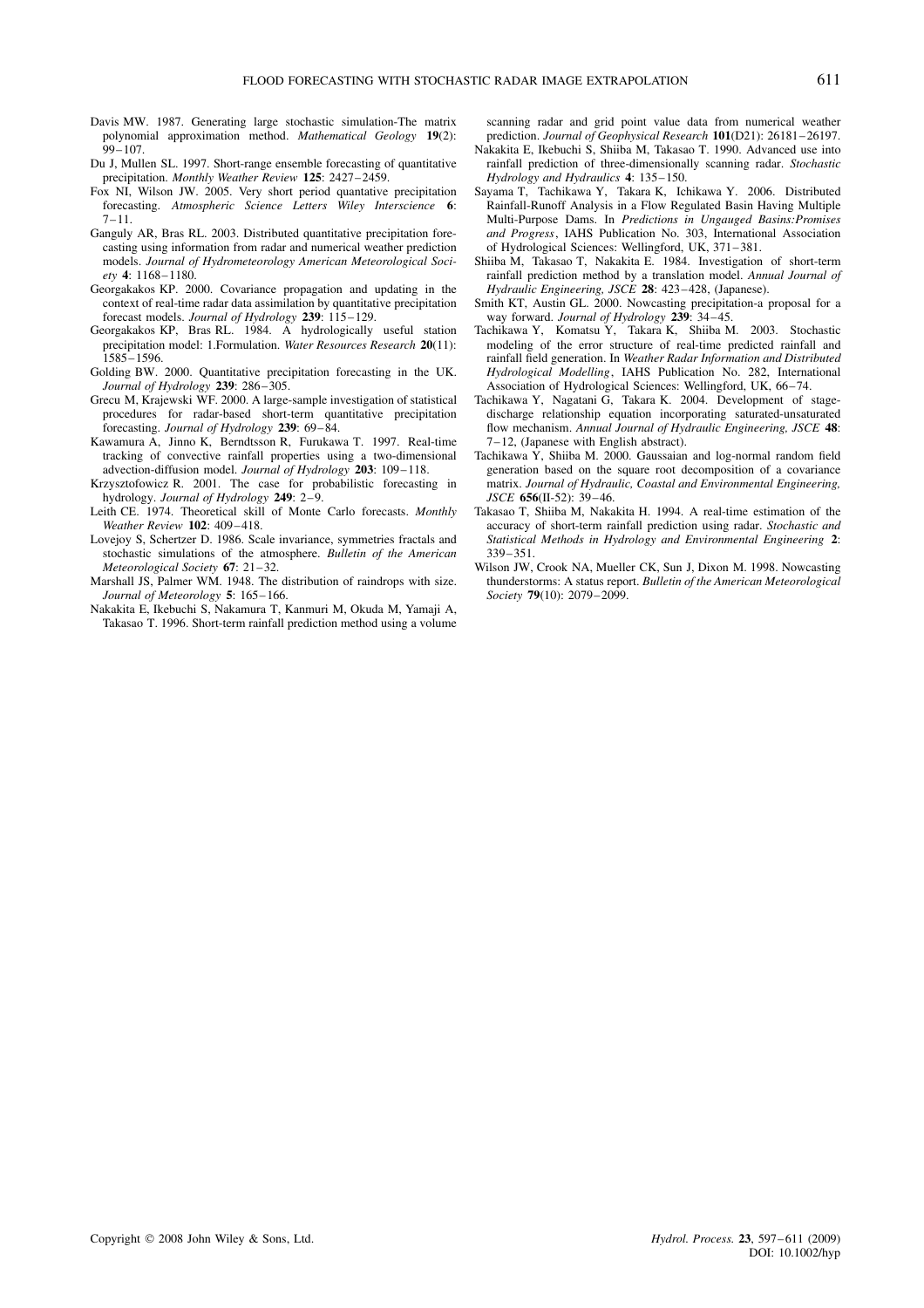Davis MW. 1987. Generating large stochastic simulation-The matrix polynomial approximation method. *Mathematical Geology* **19**(2): 99–107.

Du J, Mullen SL. 1997. Short-range ensemble forecasting of quantitative precipitation. *Monthly Weather Review* **125**: 2427–2459.

Fox NI, Wilson JW. 2005. Very short period quantative precipitation forecasting. *Atmospheric Science Letters Wiley Interscience* **6**: 7–11.

Ganguly AR, Bras RL. 2003. Distributed quantitative precipitation forecasting using information from radar and numerical weather prediction models. *Journal of Hydrometeorology American Meteorological Society* **4**: 1168–1180.

Georgakakos KP. 2000. Covariance propagation and updating in the context of real-time radar data assimilation by quantitative precipitation forecast models. *Journal of Hydrology* **239**: 115–129.

Georgakakos KP, Bras RL. 1984. A hydrologically useful station precipitation model: 1.Formulation. *Water Resources Research* **20**(11): 1585–1596.

Golding BW. 2000. Quantitative precipitation forecasting in the UK. *Journal of Hydrology* **239**: 286–305.

Grecu M, Krajewski WF. 2000. A large-sample investigation of statistical procedures for radar-based short-term quantitative precipitation forecasting. *Journal of Hydrology* **239**: 69–84.

Kawamura A, Jinno K, Berndtsson R, Furukawa T. 1997. Real-time tracking of convective rainfall properties using a two-dimensional advection-diffusion model. *Journal of Hydrology* **203**: 109–118.

Krzysztofowicz R. 2001. The case for probabilistic forecasting in hydrology. *Journal of Hydrology* **249**: 2–9.

Leith CE. 1974. Theoretical skill of Monte Carlo forecasts. *Monthly Weather Review* **102**: 409–418.

Lovejoy S, Schertzer D. 1986. Scale invariance, symmetries fractals and stochastic simulations of the atmosphere. *Bulletin of the American Meteorological Society* **67**: 21–32.

Marshall JS, Palmer WM. 1948. The distribution of raindrops with size. *Journal of Meteorology* **5**: 165–166.

Nakakita E, Ikebuchi S, Nakamura T, Kanmuri M, Okuda M, Yamaji A, Takasao T. 1996. Short-term rainfall prediction method using a volume scanning radar and grid point value data from numerical weather prediction. *Journal of Geophysical Research* **101**(D21): 26181–26197.

Nakakita E, Ikebuchi S, Shiiba M, Takasao T. 1990. Advanced use into rainfall prediction of three-dimensionally scanning radar. *Stochastic Hydrology and Hydraulics* **4**: 135–150.

Sayama T, Tachikawa Y, Takara K, Ichikawa Y. 2006. Distributed Rainfall-Runoff Analysis in a Flow Regulated Basin Having Multiple Multi-Purpose Dams. In *Predictions in Ungauged Basins:Promises and Progress*, IAHS Publication No. 303, International Association of Hydrological Sciences: Wellingford, UK, 371–381.

Shiiba M, Takasao T, Nakakita E. 1984. Investigation of short-term rainfall prediction method by a translation model. *Annual Journal of Hydraulic Engineering, JSCE* **28**: 423–428, (Japanese).

Smith KT, Austin GL. 2000. Nowcasting precipitation-a proposal for a way forward. *Journal of Hydrology* **239**: 34–45.

Tachikawa Y, Komatsu Y, Takara K, Shiiba M. 2003. Stochastic modeling of the error structure of real-time predicted rainfall and rainfall field generation. In *Weather Radar Information and Distributed Hydrological Modelling*, IAHS Publication No. 282, International Association of Hydrological Sciences: Wellingford, UK, 66–74.

Tachikawa Y, Nagatani G, Takara K. 2004. Development of stage-discharge relationship equation incorporating saturated-unsaturated flow mechanism. *Annual Journal of Hydraulic Engineering, JSCE* **48**: 7–12, (Japanese with English abstract).

Tachikawa Y, Shiiba M. 2000. Gaussaian and log-normal random field generation based on the square root decomposition of a covariance matrix. *Journal of Hydraulic, Coastal and Environmental Engineering, JSCE* **656**(II-52): 39–46.

Takasao T, Shiiba M, Nakakita H. 1994. A real-time estimation of the accuracy of short-term rainfall prediction using radar. *Stochastic and Statistical Methods in Hydrology and Environmental Engineering* **2**: 339–351.

Wilson JW, Crook NA, Mueller CK, Sun J, Dixon M. 1998. Nowcasting thunderstorms: A status report. *Bulletin of the American Meteorological Society* **79**(10): 2079–2099.